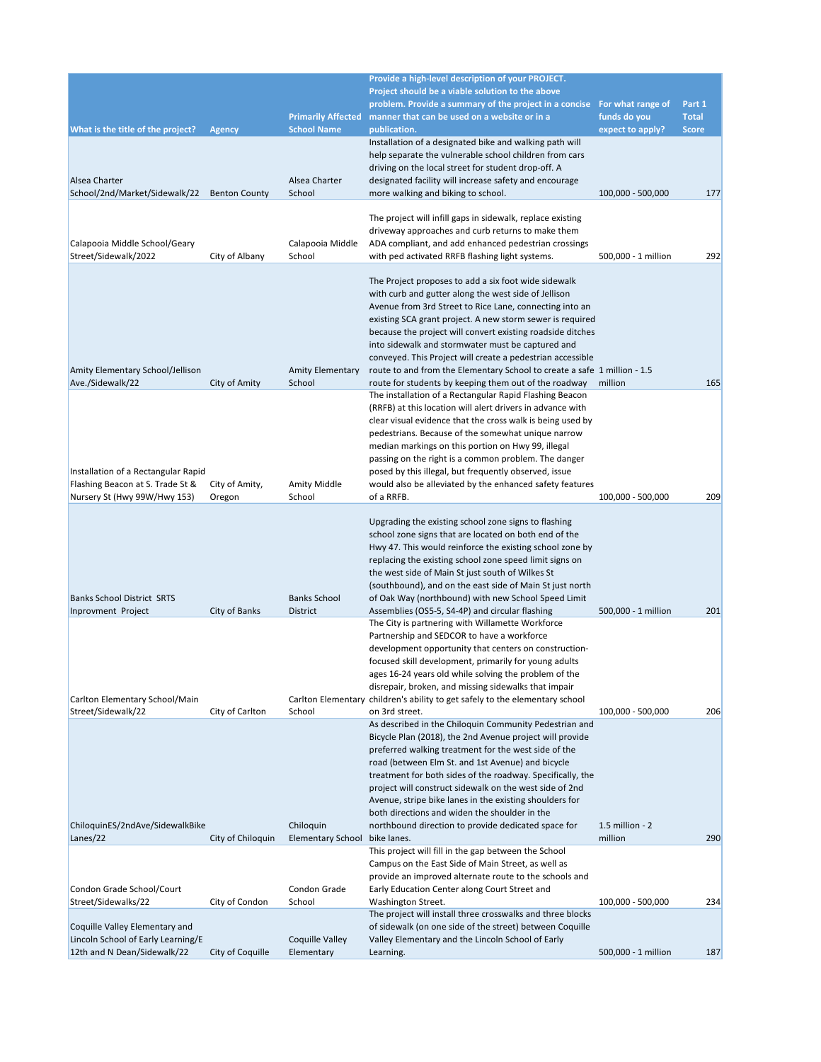| What is the title of the project? | Agency | Primarily Affected School Name | Provide a high-level description of your PROJECT. Project should be a viable solution to the above problem. Provide a summary of the project in a concise manner that can be used on a website or in a publication. | For what range of funds do you expect to apply? | Part 1 Total Score |
|---|---|---|---|---|---|
| Alsea Charter School/2nd/Market/Sidewalk/22 | Benton County | Alsea Charter School | Installation of a designated bike and walking path will help separate the vulnerable school children from cars driving on the local street for student drop-off. A designated facility will increase safety and encourage more walking and biking to school. | 100,000 - 500,000 | 177 |
| Calapooia Middle School/Geary Street/Sidewalk/2022 | City of Albany | Calapooia Middle School | The project will infill gaps in sidewalk, replace existing driveway approaches and curb returns to make them ADA compliant, and add enhanced pedestrian crossings with ped activated RRFB flashing light systems. | 500,000 - 1 million | 292 |
| Amity Elementary School/Jellison Ave./Sidewalk/22 | City of Amity | Amity Elementary School | The Project proposes to add a six foot wide sidewalk with curb and gutter along the west side of Jellison Avenue from 3rd Street to Rice Lane, connecting into an existing SCA grant project. A new storm sewer is required because the project will convert existing roadside ditches into sidewalk and stormwater must be captured and conveyed. This Project will create a pedestrian accessible route to and from the Elementary School to create a safe route for students by keeping them out of the roadway | 1 million - 1.5 million | 165 |
| Installation of a Rectangular Rapid Flashing Beacon at S. Trade St & Nursery St (Hwy 99W/Hwy 153) | City of Amity, Oregon | Amity Middle School | The installation of a Rectangular Rapid Flashing Beacon (RRFB) at this location will alert drivers in advance with clear visual evidence that the cross walk is being used by pedestrians. Because of the somewhat unique narrow median markings on this portion on Hwy 99, illegal passing on the right is a common problem. The danger posed by this illegal, but frequently observed, issue would also be alleviated by the enhanced safety features of a RRFB. | 100,000 - 500,000 | 209 |
| Banks School District SRTS Inprovment Project | City of Banks | Banks School District | Upgrading the existing school zone signs to flashing school zone signs that are located on both end of the Hwy 47. This would reinforce the existing school zone by replacing the existing school zone speed limit signs on the west side of Main St just south of Wilkes St (southbound), and on the east side of Main St just north of Oak Way (northbound) with new School Speed Limit Assemblies (OS5-5, S4-4P) and circular flashing | 500,000 - 1 million | 201 |
| Carlton Elementary School/Main Street/Sidewalk/22 | City of Carlton | Carlton Elementary School | The City is partnering with Willamette Workforce Partnership and SEDCOR to have a workforce development opportunity that centers on construction-focused skill development, primarily for young adults ages 16-24 years old while solving the problem of the disrepair, broken, and missing sidewalks that impair children's ability to get safely to the elementary school on 3rd street. | 100,000 - 500,000 | 206 |
| ChiloquinES/2ndAve/SidewalkBike Lanes/22 | City of Chiloquin | Chiloquin Elementary School | As described in the Chiloquin Community Pedestrian and Bicycle Plan (2018), the 2nd Avenue project will provide preferred walking treatment for the west side of the road (between Elm St. and 1st Avenue) and bicycle treatment for both sides of the roadway. Specifically, the project will construct sidewalk on the west side of 2nd Avenue, stripe bike lanes in the existing shoulders for both directions and widen the shoulder in the northbound direction to provide dedicated space for bike lanes. | 1.5 million - 2 million | 290 |
| Condon Grade School/Court Street/Sidewalks/22 | City of Condon | Condon Grade School | This project will fill in the gap between the School Campus on the East Side of Main Street, as well as provide an improved alternate route to the schools and Early Education Center along Court Street and Washington Street. | 100,000 - 500,000 | 234 |
| Coquille Valley Elementary and Lincoln School of Early Learning/E 12th and N Dean/Sidewalk/22 | City of Coquille | Coquille Valley Elementary | The project will install three crosswalks and three blocks of sidewalk (on one side of the street) between Coquille Valley Elementary and the Lincoln School of Early Learning. | 500,000 - 1 million | 187 |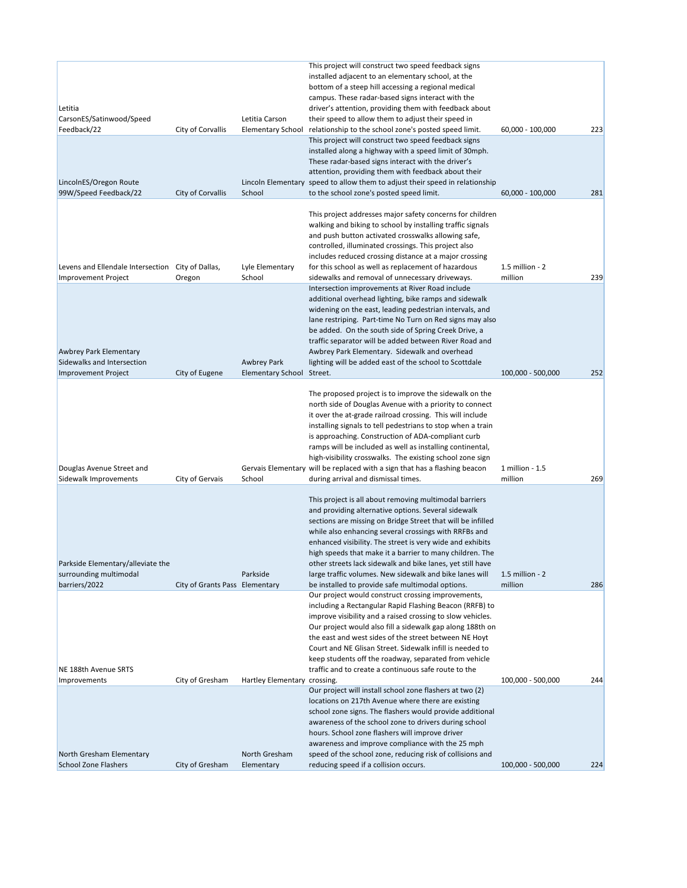| | | | | | |
|---|---|---|---|---|---|
| Letitia CarsonES/Satinwood/Speed Feedback/22 | City of Corvallis | Letitia Carson Elementary School | This project will construct two speed feedback signs installed adjacent to an elementary school, at the bottom of a steep hill accessing a regional medical campus. These radar-based signs interact with the driver's attention, providing them with feedback about their speed to allow them to adjust their speed in relationship to the school zone's posted speed limit. | 60,000 - 100,000 | 223 |
| LincolnES/Oregon Route 99W/Speed Feedback/22 | City of Corvallis | Lincoln Elementary School | This project will construct two speed feedback signs installed along a highway with a speed limit of 30mph. These radar-based signs interact with the driver's attention, providing them with feedback about their speed to allow them to adjust their speed in relationship to the school zone's posted speed limit. | 60,000 - 100,000 | 281 |
| Levens and Ellendale Intersection Improvement Project | City of Dallas, Oregon | Lyle Elementary School | This project addresses major safety concerns for children walking and biking to school by installing traffic signals and push button activated crosswalks allowing safe, controlled, illuminated crossings. This project also includes reduced crossing distance at a major crossing for this school as well as replacement of hazardous sidewalks and removal of unnecessary driveways. | 1.5 million - 2 million | 239 |
| Awbrey Park Elementary Sidewalks and Intersection Improvement Project | City of Eugene | Awbrey Park Elementary School | Intersection improvements at River Road include additional overhead lighting, bike ramps and sidewalk widening on the east, leading pedestrian intervals, and lane restriping. Part-time No Turn on Red signs may also be added. On the south side of Spring Creek Drive, a traffic separator will be added between River Road and Awbrey Park Elementary. Sidewalk and overhead lighting will be added east of the school to Scottdale Street. | 100,000 - 500,000 | 252 |
| Douglas Avenue Street and Sidewalk Improvements | City of Gervais | Gervais Elementary School | The proposed project is to improve the sidewalk on the north side of Douglas Avenue with a priority to connect it over the at-grade railroad crossing. This will include installing signals to tell pedestrians to stop when a train is approaching. Construction of ADA-compliant curb ramps will be included as well as installing continental, high-visibility crosswalks. The existing school zone sign will be replaced with a sign that has a flashing beacon during arrival and dismissal times. | 1 million - 1.5 million | 269 |
| Parkside Elementary/alleviate the surrounding multimodal barriers/2022 | City of Grants Pass | Parkside Elementary | This project is all about removing multimodal barriers and providing alternative options. Several sidewalk sections are missing on Bridge Street that will be infilled while also enhancing several crossings with RRFBs and enhanced visibility. The street is very wide and exhibits high speeds that make it a barrier to many children. The other streets lack sidewalk and bike lanes, yet still have large traffic volumes. New sidewalk and bike lanes will be installed to provide safe multimodal options. | 1.5 million - 2 million | 286 |
| NE 188th Avenue SRTS Improvements | City of Gresham | Hartley Elementary | Our project would construct crossing improvements, including a Rectangular Rapid Flashing Beacon (RRFB) to improve visibility and a raised crossing to slow vehicles. Our project would also fill a sidewalk gap along 188th on the east and west sides of the street between NE Hoyt Court and NE Glisan Street. Sidewalk infill is needed to keep students off the roadway, separated from vehicle traffic and to create a continuous safe route to the crossing. | 100,000 - 500,000 | 244 |
| North Gresham Elementary School Zone Flashers | City of Gresham | North Gresham Elementary | Our project will install school zone flashers at two (2) locations on 217th Avenue where there are existing school zone signs. The flashers would provide additional awareness of the school zone to drivers during school hours. School zone flashers will improve driver awareness and improve compliance with the 25 mph speed of the school zone, reducing risk of collisions and reducing speed if a collision occurs. | 100,000 - 500,000 | 224 |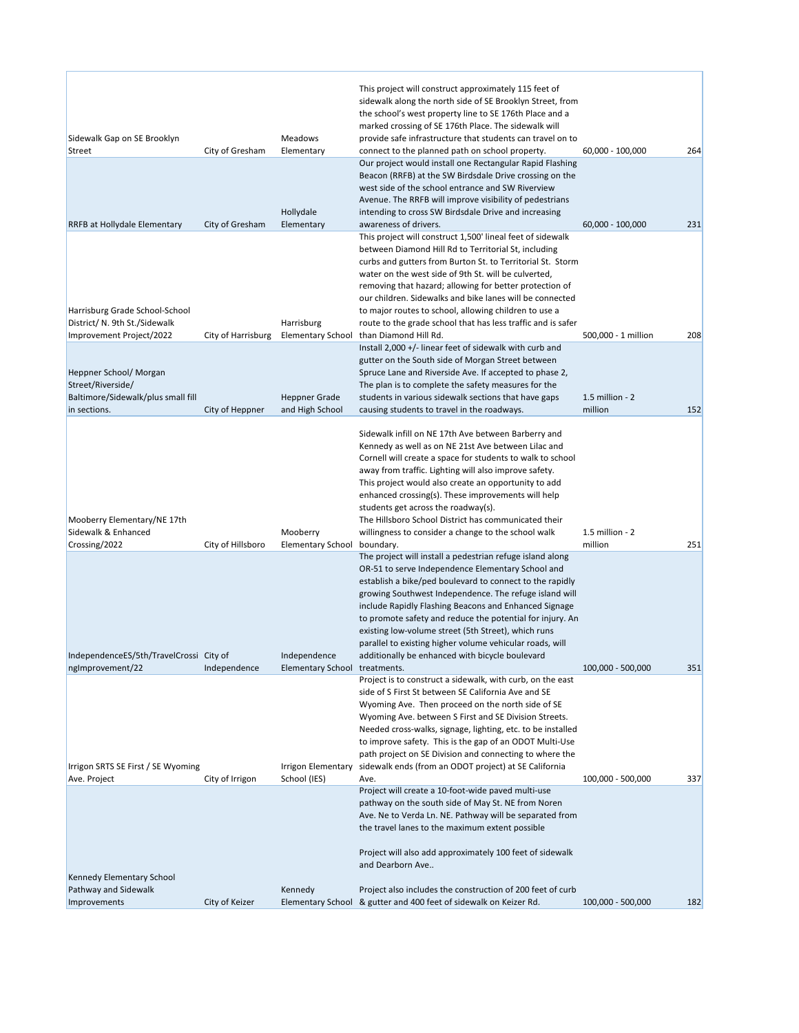| | | | | | |
|---|---|---|---|---|---|
| Sidewalk Gap on SE Brooklyn Street | City of Gresham | Meadows Elementary | This project will construct approximately 115 feet of sidewalk along the north side of SE Brooklyn Street, from the school's west property line to SE 176th Place and a marked crossing of SE 176th Place. The sidewalk will provide safe infrastructure that students can travel on to connect to the planned path on school property. | 60,000 - 100,000 | 264 |
| RRFB at Hollydale Elementary | City of Gresham | Hollydale Elementary | Our project would install one Rectangular Rapid Flashing Beacon (RRFB) at the SW Birdsdale Drive crossing on the west side of the school entrance and SW Riverview Avenue. The RRFB will improve visibility of pedestrians intending to cross SW Birdsdale Drive and increasing awareness of drivers. | 60,000 - 100,000 | 231 |
| Harrisburg Grade School-School District/ N. 9th St./Sidewalk Improvement Project/2022 | City of Harrisburg | Harrisburg Elementary School | This project will construct 1,500' lineal feet of sidewalk between Diamond Hill Rd to Territorial St, including curbs and gutters from Burton St. to Territorial St. Storm water on the west side of 9th St. will be culverted, removing that hazard; allowing for better protection of our children. Sidewalks and bike lanes will be connected to major routes to school, allowing children to use a route to the grade school that has less traffic and is safer than Diamond Hill Rd. | 500,000 - 1 million | 208 |
| Heppner School/ Morgan Street/Riverside/ Baltimore/Sidewalk/plus small fill in sections. | City of Heppner | Heppner Grade and High School | Install 2,000 +/- linear feet of sidewalk with curb and gutter on the South side of Morgan Street between Spruce Lane and Riverside Ave. If accepted to phase 2, The plan is to complete the safety measures for the students in various sidewalk sections that have gaps causing students to travel in the roadways. | 1.5 million - 2 million | 152 |
| Mooberry Elementary/NE 17th Sidewalk & Enhanced Crossing/2022 | City of Hillsboro | Mooberry Elementary School | Sidewalk infill on NE 17th Ave between Barberry and Kennedy as well as on NE 21st Ave between Lilac and Cornell will create a space for students to walk to school away from traffic. Lighting will also improve safety. This project would also create an opportunity to add enhanced crossing(s). These improvements will help students get across the roadway(s). The Hillsboro School District has communicated their willingness to consider a change to the school walk boundary. | 1.5 million - 2 million | 251 |
| IndependenceES/5th/TravelCrossingImprovement/22 | City of Independence | Independence Elementary School | The project will install a pedestrian refuge island along OR-51 to serve Independence Elementary School and establish a bike/ped boulevard to connect to the rapidly growing Southwest Independence. The refuge island will include Rapidly Flashing Beacons and Enhanced Signage to promote safety and reduce the potential for injury. An existing low-volume street (5th Street), which runs parallel to existing higher volume vehicular roads, will additionally be enhanced with bicycle boulevard treatments. | 100,000 - 500,000 | 351 |
| Irrigon SRTS SE First / SE Wyoming Ave. Project | City of Irrigon | Irrigon Elementary School (IES) | Project is to construct a sidewalk, with curb, on the east side of S First St between SE California Ave and SE Wyoming Ave. Then proceed on the north side of SE Wyoming Ave. between S First and SE Division Streets. Needed cross-walks, signage, lighting, etc. to be installed to improve safety. This is the gap of an ODOT Multi-Use path project on SE Division and connecting to where the sidewalk ends (from an ODOT project) at SE California Ave. | 100,000 - 500,000 | 337 |
| Kennedy Elementary School Pathway and Sidewalk Improvements | City of Keizer | Kennedy Elementary School | Project will create a 10-foot-wide paved multi-use pathway on the south side of May St. NE from Noren Ave. Ne to Verda Ln. NE. Pathway will be separated from the travel lanes to the maximum extent possible<br><br>Project will also add approximately 100 feet of sidewalk and Dearborn Ave..<br><br>Project also includes the construction of 200 feet of curb & gutter and 400 feet of sidewalk on Keizer Rd. | 100,000 - 500,000 | 182 |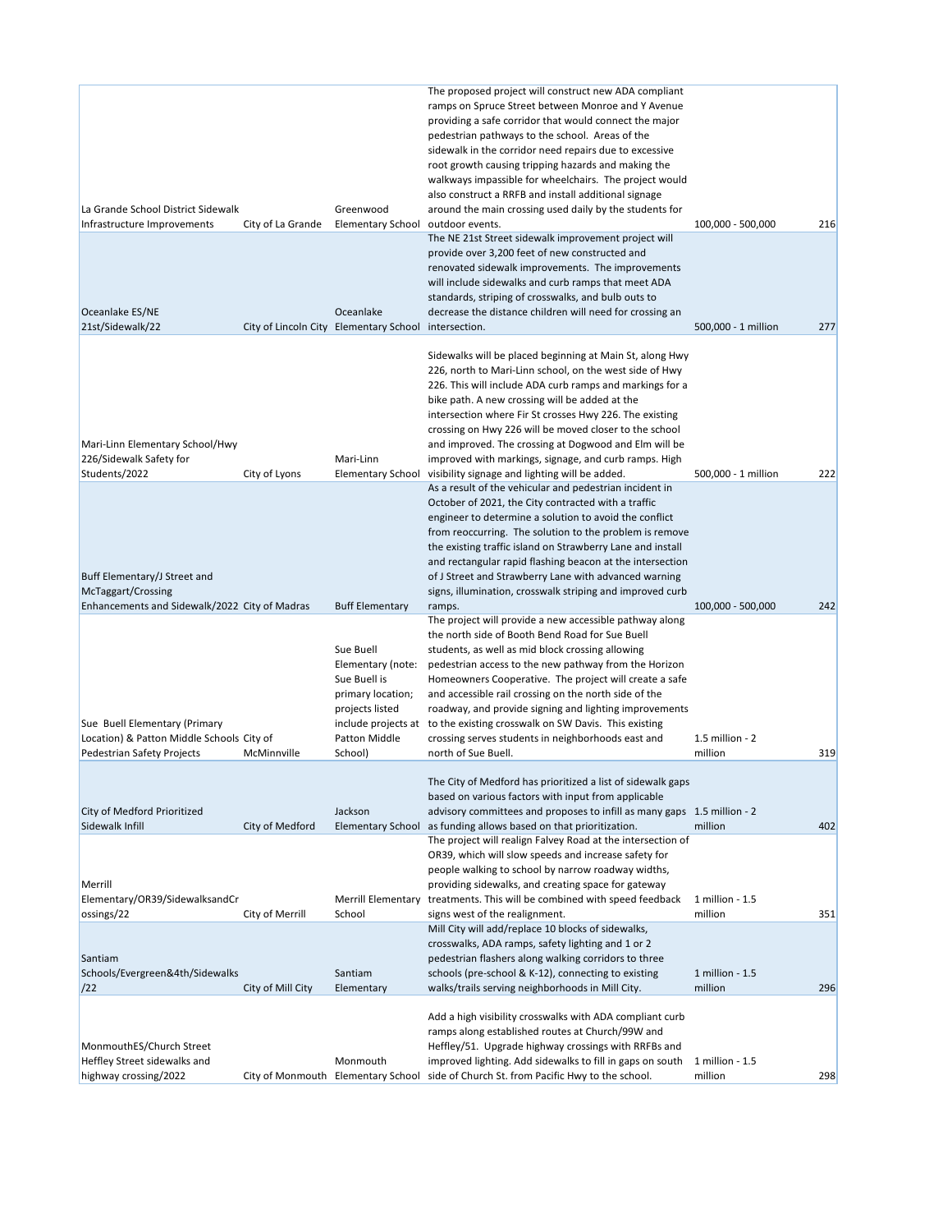| | | | | | |
|---|---|---|---|---|---|
| La Grande School District Sidewalk Infrastructure Improvements | City of La Grande | Greenwood Elementary School | The proposed project will construct new ADA compliant ramps on Spruce Street between Monroe and Y Avenue providing a safe corridor that would connect the major pedestrian pathways to the school. Areas of the sidewalk in the corridor need repairs due to excessive root growth causing tripping hazards and making the walkways impassible for wheelchairs. The project would also construct a RRFB and install additional signage around the main crossing used daily by the students for outdoor events. | 100,000 - 500,000 | 216 |
| Oceanlake ES/NE 21st/Sidewalk/22 | City of Lincoln City | Oceanlake Elementary School | The NE 21st Street sidewalk improvement project will provide over 3,200 feet of new constructed and renovated sidewalk improvements. The improvements will include sidewalks and curb ramps that meet ADA standards, striping of crosswalks, and bulb outs to decrease the distance children will need for crossing an intersection. | 500,000 - 1 million | 277 |
| Mari-Linn Elementary School/Hwy 226/Sidewalk Safety for Students/2022 | City of Lyons | Mari-Linn Elementary School | Sidewalks will be placed beginning at Main St, along Hwy 226, north to Mari-Linn school, on the west side of Hwy 226. This will include ADA curb ramps and markings for a bike path. A new crossing will be added at the intersection where Fir St crosses Hwy 226. The existing crossing on Hwy 226 will be moved closer to the school and improved. The crossing at Dogwood and Elm will be improved with markings, signage, and curb ramps. High visibility signage and lighting will be added. | 500,000 - 1 million | 222 |
| Buff Elementary/J Street and McTaggart/Crossing Enhancements and Sidewalk/2022 | City of Madras | Buff Elementary | As a result of the vehicular and pedestrian incident in October of 2021, the City contracted with a traffic engineer to determine a solution to avoid the conflict from reoccurring. The solution to the problem is remove the existing traffic island on Strawberry Lane and install and rectangular rapid flashing beacon at the intersection of J Street and Strawberry Lane with advanced warning signs, illumination, crosswalk striping and improved curb ramps. | 100,000 - 500,000 | 242 |
| Sue Buell Elementary (Primary Location) & Patton Middle Schools Pedestrian Safety Projects | City of McMinnville | Sue Buell Elementary (note: Sue Buell is primary location; projects listed include projects at Patton Middle School) | The project will provide a new accessible pathway along the north side of Booth Bend Road for Sue Buell students, as well as mid block crossing allowing pedestrian access to the new pathway from the Horizon Homeowners Cooperative. The project will create a safe and accessible rail crossing on the north side of the roadway, and provide signing and lighting improvements to the existing crosswalk on SW Davis. This existing crossing serves students in neighborhoods east and north of Sue Buell. | 1.5 million - 2 million | 319 |
| City of Medford Prioritized Sidewalk Infill | City of Medford | Jackson Elementary School | The City of Medford has prioritized a list of sidewalk gaps based on various factors with input from applicable advisory committees and proposes to infill as many gaps as funding allows based on that prioritization. | 1.5 million - 2 million | 402 |
| Merrill Elementary/OR39/SidewalksandCrossings/22 | City of Merrill | Merrill Elementary School | The project will realign Falvey Road at the intersection of OR39, which will slow speeds and increase safety for people walking to school by narrow roadway widths, providing sidewalks, and creating space for gateway treatments. This will be combined with speed feedback signs west of the realignment. | 1 million - 1.5 million | 351 |
| Santiam Schools/Evergreen&4th/Sidewalks/22 | City of Mill City | Santiam Elementary | Mill City will add/replace 10 blocks of sidewalks, crosswalks, ADA ramps, safety lighting and 1 or 2 pedestrian flashers along walking corridors to three schools (pre-school & K-12), connecting to existing walks/trails serving neighborhoods in Mill City. | 1 million - 1.5 million | 296 |
| MonmouthES/Church Street Heffley Street sidewalks and highway crossing/2022 | City of Monmouth | Monmouth Elementary School | Add a high visibility crosswalks with ADA compliant curb ramps along established routes at Church/99W and Heffley/51. Upgrade highway crossings with RRFBs and improved lighting. Add sidewalks to fill in gaps on south side of Church St. from Pacific Hwy to the school. | 1 million - 1.5 million | 298 |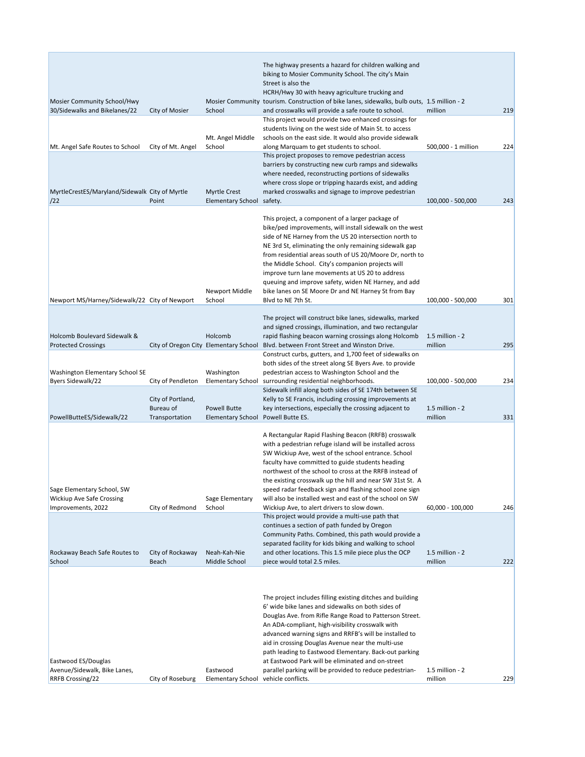| | | | | | |
|---|---|---|---|---|---|
| Mosier Community School/Hwy 30/Sidewalks and Bikelanes/22 | City of Mosier | Mosier Community School | The highway presents a hazard for children walking and biking to Mosier Community School. The city's Main Street is also the HCRH/Hwy 30 with heavy agriculture trucking and tourism. Construction of bike lanes, sidewalks, bulb outs, and crosswalks will provide a safe route to school. | 1.5 million - 2 million | 219 |
| Mt. Angel Safe Routes to School | City of Mt. Angel | Mt. Angel Middle School | This project would provide two enhanced crossings for students living on the west side of Main St. to access schools on the east side. It would also provide sidewalk along Marquam to get students to school. | 500,000 - 1 million | 224 |
| MyrtleCrestES/Maryland/Sidewalk/22 | City of Myrtle Point | Myrtle Crest Elementary School | This project proposes to remove pedestrian access barriers by constructing new curb ramps and sidewalks where needed, reconstructing portions of sidewalks where cross slope or tripping hazards exist, and adding marked crosswalks and signage to improve pedestrian safety. | 100,000 - 500,000 | 243 |
| Newport MS/Harney/Sidewalk/22 | City of Newport | Newport Middle School | This project, a component of a larger package of bike/ped improvements, will install sidewalk on the west side of NE Harney from the US 20 intersection north to NE 3rd St, eliminating the only remaining sidewalk gap from residential areas south of US 20/Moore Dr, north to the Middle School. City's companion projects will improve turn lane movements at US 20 to address queuing and improve safety, widen NE Harney, and add bike lanes on SE Moore Dr and NE Harney St from Bay Blvd to NE 7th St. | 100,000 - 500,000 | 301 |
| Holcomb Boulevard Sidewalk & Protected Crossings | City of Oregon City | Holcomb Elementary School | The project will construct bike lanes, sidewalks, marked and signed crossings, illumination, and two rectangular rapid flashing beacon warning crossings along Holcomb Blvd. between Front Street and Winston Drive. | 1.5 million - 2 million | 295 |
| Washington Elementary School SE Byers Sidewalk/22 | City of Pendleton | Washington Elementary School | Construct curbs, gutters, and 1,700 feet of sidewalks on both sides of the street along SE Byers Ave. to provide pedestrian access to Washington School and the surrounding residential neighborhoods. | 100,000 - 500,000 | 234 |
| PowellButteES/Sidewalk/22 | City of Portland, Bureau of Transportation | Powell Butte Elementary School | Sidewalk infill along both sides of SE 174th between SE Kelly to SE Francis, including crossing improvements at key intersections, especially the crossing adjacent to Powell Butte ES. | 1.5 million - 2 million | 331 |
| Sage Elementary School, SW Wickiup Ave Safe Crossing Improvements, 2022 | City of Redmond | Sage Elementary School | A Rectangular Rapid Flashing Beacon (RRFB) crosswalk with a pedestrian refuge island will be installed across SW Wickiup Ave, west of the school entrance. School faculty have committed to guide students heading northwest of the school to cross at the RRFB instead of the existing crosswalk up the hill and near SW 31st St. A speed radar feedback sign and flashing school zone sign will also be installed west and east of the school on SW Wickiup Ave, to alert drivers to slow down. | 60,000 - 100,000 | 246 |
| Rockaway Beach Safe Routes to School | City of Rockaway Beach | Neah-Kah-Nie Middle School | This project would provide a multi-use path that continues a section of path funded by Oregon Community Paths. Combined, this path would provide a separated facility for kids biking and walking to school and other locations. This 1.5 mile piece plus the OCP piece would total 2.5 miles. | 1.5 million - 2 million | 222 |
| Eastwood ES/Douglas Avenue/Sidewalk, Bike Lanes, RRFB Crossing/22 | City of Roseburg | Eastwood Elementary School | The project includes filling existing ditches and building 6' wide bike lanes and sidewalks on both sides of Douglas Ave. from Rifle Range Road to Patterson Street. An ADA-compliant, high-visibility crosswalk with advanced warning signs and RRFB's will be installed to aid in crossing Douglas Avenue near the multi-use path leading to Eastwood Elementary. Back-out parking at Eastwood Park will be eliminated and on-street parallel parking will be provided to reduce pedestrian-vehicle conflicts. | 1.5 million - 2 million | 229 |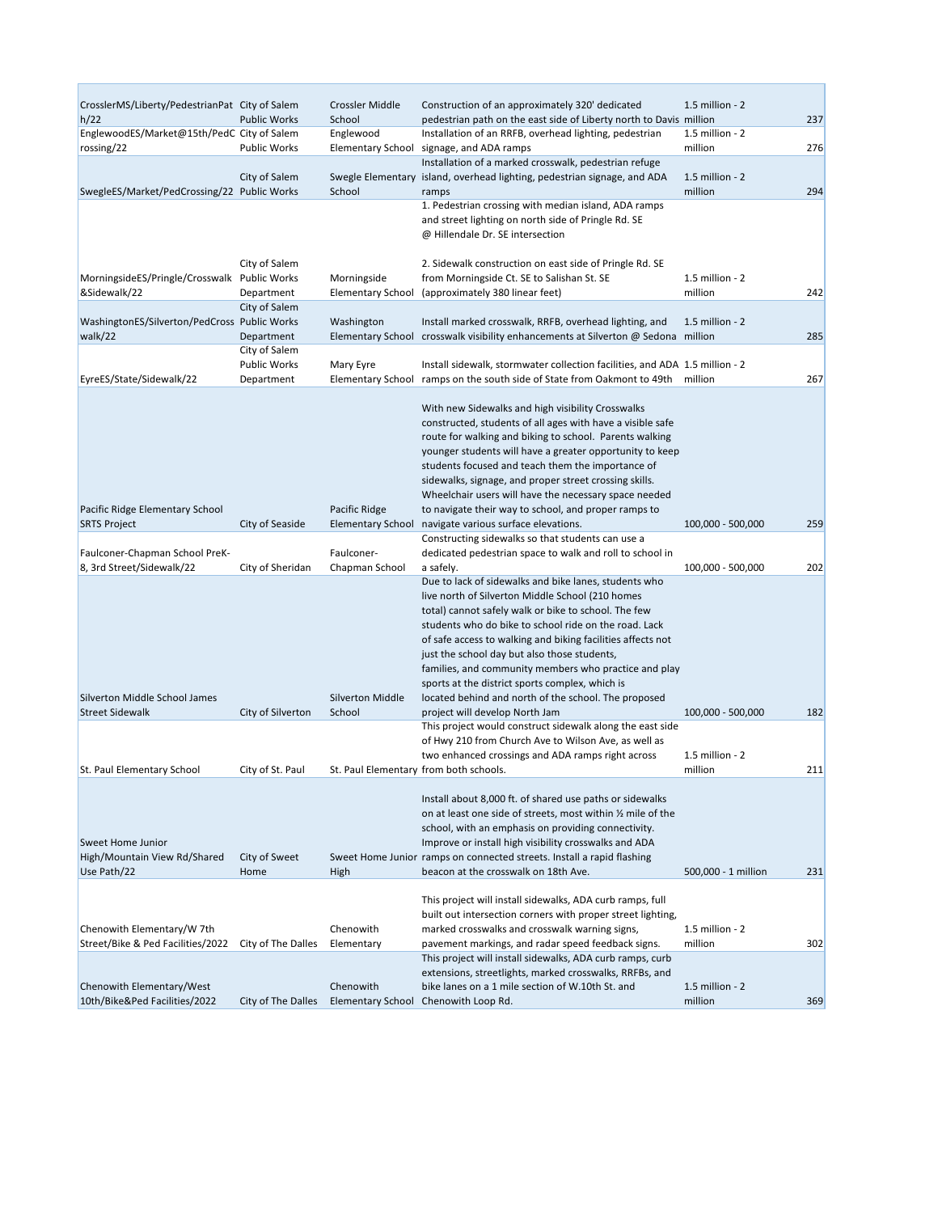| | | | | | |
|---|---|---|---|---|---|
| CrosslerMS/Liberty/PedestrianPath/22 | City of Salem Public Works | Crossler Middle School | Construction of an approximately 320' dedicated pedestrian path on the east side of Liberty north to Davis | 1.5 million - 2 million | 237 |
| EnglewoodES/Market@15th/PedCrossing/22 | City of Salem Public Works | Englewood Elementary School | Installation of an RRFB, overhead lighting, pedestrian signage, and ADA ramps | 1.5 million - 2 million | 276 |
| SwegleES/Market/PedCrossing/22 | City of Salem Public Works | Swegle Elementary School | Installation of a marked crosswalk, pedestrian refuge island, overhead lighting, pedestrian signage, and ADA ramps | 1.5 million - 2 million | 294 |
| MorningsideES/Pringle/Crosswalk&Sidewalk/22 | City of Salem Public Works Department | Morningside Elementary School | 1. Pedestrian crossing with median island, ADA ramps and street lighting on north side of Pringle Rd. SE @ Hillendale Dr. SE intersection<br><br>2. Sidewalk construction on east side of Pringle Rd. SE from Morningside Ct. SE to Salishan St. SE (approximately 380 linear feet) | 1.5 million - 2 million | 242 |
| WashingtonES/Silverton/PedCrosswalk/22 | City of Salem Public Works Department | Washington Elementary School | Install marked crosswalk, RRFB, overhead lighting, and crosswalk visibility enhancements at Silverton @ Sedona | 1.5 million - 2 million | 285 |
| EyreES/State/Sidewalk/22 | City of Salem Public Works Department | Mary Eyre Elementary School | Install sidewalk, stormwater collection facilities, and ADA ramps on the south side of State from Oakmont to 49th | 1.5 million - 2 million | 267 |
| Pacific Ridge Elementary School SRTS Project | City of Seaside | Pacific Ridge Elementary School | With new Sidewalks and high visibility Crosswalks constructed, students of all ages with have a visible safe route for walking and biking to school. Parents walking younger students will have a greater opportunity to keep students focused and teach them the importance of sidewalks, signage, and proper street crossing skills. Wheelchair users will have the necessary space needed to navigate their way to school, and proper ramps to navigate various surface elevations. | 100,000 - 500,000 | 259 |
| Faulconer-Chapman School PreK-8, 3rd Street/Sidewalk/22 | City of Sheridan | Faulconer-Chapman School | Constructing sidewalks so that students can use a dedicated pedestrian space to walk and roll to school in a safely. | 100,000 - 500,000 | 202 |
| Silverton Middle School James Street Sidewalk | City of Silverton | Silverton Middle School | Due to lack of sidewalks and bike lanes, students who live north of Silverton Middle School (210 homes total) cannot safely walk or bike to school. The few students who do bike to school ride on the road. Lack of safe access to walking and biking facilities affects not just the school day but also those students, families, and community members who practice and play sports at the district sports complex, which is located behind and north of the school. The proposed project will develop North Jam | 100,000 - 500,000 | 182 |
| St. Paul Elementary School | City of St. Paul | St. Paul Elementary | This project would construct sidewalk along the east side of Hwy 210 from Church Ave to Wilson Ave, as well as two enhanced crossings and ADA ramps right across from both schools. | 1.5 million - 2 million | 211 |
| Sweet Home Junior High/Mountain View Rd/Shared Use Path/22 | City of Sweet Home | Sweet Home Junior High | Install about 8,000 ft. of shared use paths or sidewalks on at least one side of streets, most within ½ mile of the school, with an emphasis on providing connectivity. Improve or install high visibility crosswalks and ADA ramps on connected streets. Install a rapid flashing beacon at the crosswalk on 18th Ave. | 500,000 - 1 million | 231 |
| Chenowith Elementary/W 7th Street/Bike & Ped Facilities/2022 | City of The Dalles | Chenowith Elementary | This project will install sidewalks, ADA curb ramps, full built out intersection corners with proper street lighting, marked crosswalks and crosswalk warning signs, pavement markings, and radar speed feedback signs. | 1.5 million - 2 million | 302 |
| Chenowith Elementary/West 10th/Bike&Ped Facilities/2022 | City of The Dalles | Chenowith Elementary School | This project will install sidewalks, ADA curb ramps, curb extensions, streetlights, marked crosswalks, RRFBs, and bike lanes on a 1 mile section of W.10th St. and Chenowith Loop Rd. | 1.5 million - 2 million | 369 |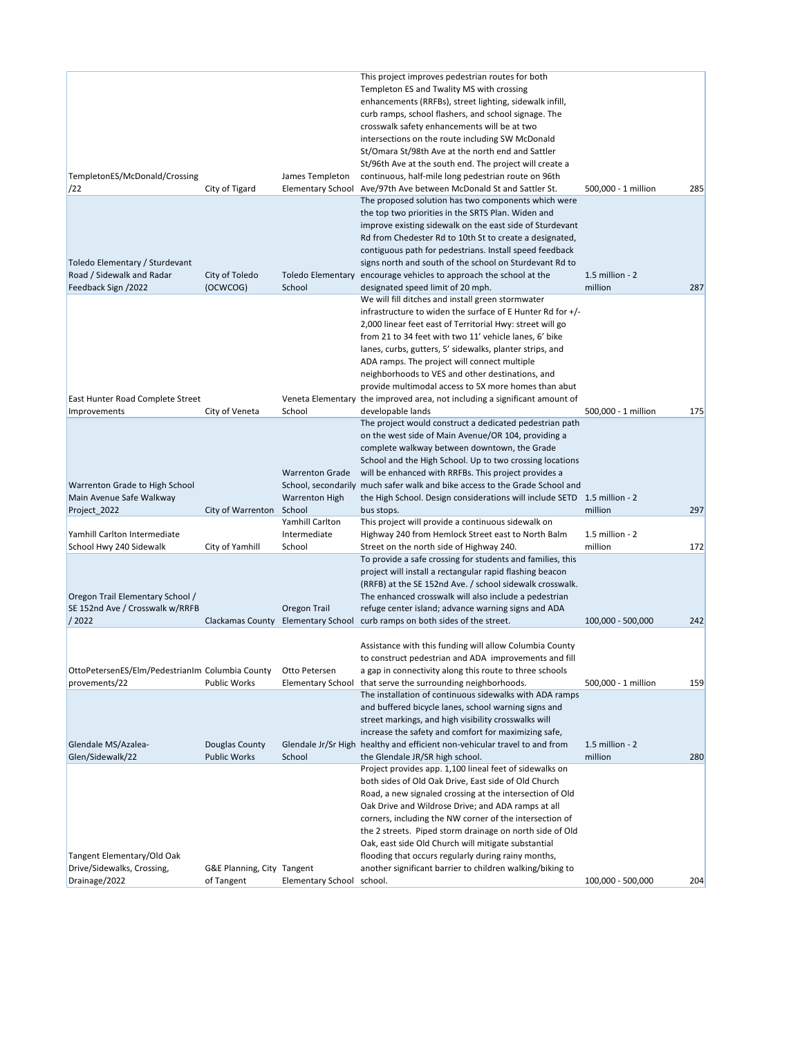| | | | | | |
|---|---|---|---|---|---|
| TempletonES/McDonald/Crossing /22 | City of Tigard | James Templeton Elementary School | This project improves pedestrian routes for both Templeton ES and Twality MS with crossing enhancements (RRFBs), street lighting, sidewalk infill, curb ramps, school flashers, and school signage. The crosswalk safety enhancements will be at two intersections on the route including SW McDonald St/Omara St/98th Ave at the north end and Sattler St/96th Ave at the south end. The project will create a continuous, half-mile long pedestrian route on 96th Ave/97th Ave between McDonald St and Sattler St. | 500,000 - 1 million | 285 |
| Toledo Elementary / Sturdevant Road / Sidewalk and Radar Feedback Sign /2022 | City of Toledo (OCWCOG) | Toledo Elementary School | The proposed solution has two components which were the top two priorities in the SRTS Plan. Widen and improve existing sidewalk on the east side of Sturdevant Rd from Chedester Rd to 10th St to create a designated, contiguous path for pedestrians. Install speed feedback signs north and south of the school on Sturdevant Rd to encourage vehicles to approach the school at the designated speed limit of 20 mph. | 1.5 million - 2 million | 287 |
| East Hunter Road Complete Street Improvements | City of Veneta | Veneta Elementary School | We will fill ditches and install green stormwater infrastructure to widen the surface of E Hunter Rd for +/- 2,000 linear feet east of Territorial Hwy: street will go from 21 to 34 feet with two 11' vehicle lanes, 6' bike lanes, curbs, gutters, 5' sidewalks, planter strips, and ADA ramps. The project will connect multiple neighborhoods to VES and other destinations, and provide multimodal access to 5X more homes than abut the improved area, not including a significant amount of developable lands | 500,000 - 1 million | 175 |
| Warrenton Grade to High School Main Avenue Safe Walkway Project_2022 | City of Warrenton | Warrenton Grade School, secondarily Warrenton High School | The project would construct a dedicated pedestrian path on the west side of Main Avenue/OR 104, providing a complete walkway between downtown, the Grade School and the High School. Up to two crossing locations will be enhanced with RRFBs. This project provides a much safer walk and bike access to the Grade School and the High School. Design considerations will include SETD bus stops. | 1.5 million - 2 million | 297 |
| Yamhill Carlton Intermediate School Hwy 240 Sidewalk | City of Yamhill | Yamhill Carlton Intermediate School | This project will provide a continuous sidewalk on Highway 240 from Hemlock Street east to North Balm Street on the north side of Highway 240. | 1.5 million - 2 million | 172 |
| Oregon Trail Elementary School / SE 152nd Ave / Crosswalk w/RRFB / 2022 | Clackamas County | Oregon Trail Elementary School | To provide a safe crossing for students and families, this project will install a rectangular rapid flashing beacon (RRFB) at the SE 152nd Ave. / school sidewalk crosswalk. The enhanced crosswalk will also include a pedestrian refuge center island; advance warning signs and ADA curb ramps on both sides of the street. | 100,000 - 500,000 | 242 |
| OttoPetersenES/Elm/PedestrianImprovements/22 | Columbia County Public Works | Otto Petersen Elementary School | Assistance with this funding will allow Columbia County to construct pedestrian and ADA improvements and fill a gap in connectivity along this route to three schools that serve the surrounding neighborhoods. | 500,000 - 1 million | 159 |
| Glendale MS/Azalea-Glen/Sidewalk/22 | Douglas County Public Works | Glendale Jr/Sr High School | The installation of continuous sidewalks with ADA ramps and buffered bicycle lanes, school warning signs and street markings, and high visibility crosswalks will increase the safety and comfort for maximizing safe, healthy and efficient non-vehicular travel to and from the Glendale JR/SR high school. | 1.5 million - 2 million | 280 |
| Tangent Elementary/Old Oak Drive/Sidewalks, Crossing, Drainage/2022 | G&E Planning, City of Tangent | Tangent Elementary School | Project provides app. 1,100 lineal feet of sidewalks on both sides of Old Oak Drive, East side of Old Church Road, a new signaled crossing at the intersection of Old Oak Drive and Wildrose Drive; and ADA ramps at all corners, including the NW corner of the intersection of the 2 streets. Piped storm drainage on north side of Old Oak, east side Old Church will mitigate substantial flooding that occurs regularly during rainy months, another significant barrier to children walking/biking to school. | 100,000 - 500,000 | 204 |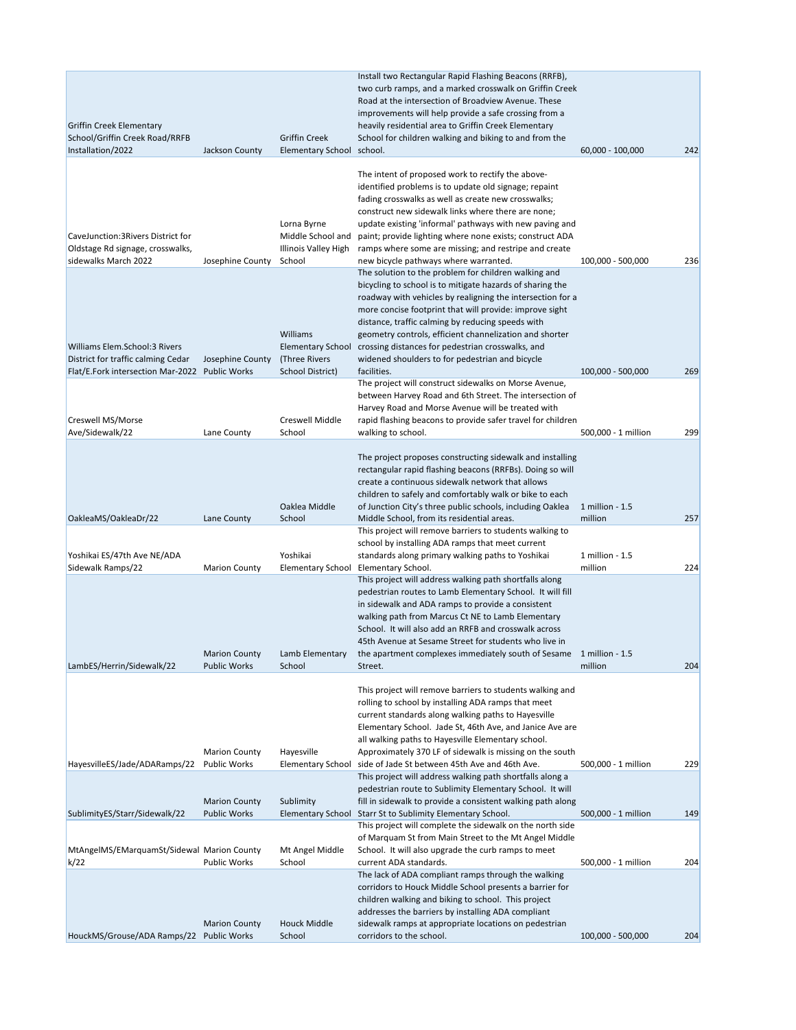| | | | | | |
|---|---|---|---|---|---|
| Griffin Creek Elementary School/Griffin Creek Road/RRFB Installation/2022 | Jackson County | Griffin Creek Elementary School | Install two Rectangular Rapid Flashing Beacons (RRFB), two curb ramps, and a marked crosswalk on Griffin Creek Road at the intersection of Broadview Avenue. These improvements will help provide a safe crossing from a heavily residential area to Griffin Creek Elementary School for children walking and biking to and from the school. | 60,000 - 100,000 | 242 |
| CaveJunction:3Rivers District for Oldstage Rd signage, crosswalks, sidewalks March 2022 | Josephine County | Lorna Byrne Middle School and Illinois Valley High School | The intent of proposed work to rectify the above-identified problems is to update old signage; repaint fading crosswalks as well as create new crosswalks; construct new sidewalk links where there are none; update existing 'informal' pathways with new paving and paint; provide lighting where none exists; construct ADA ramps where some are missing; and restripe and create new bicycle pathways where warranted. | 100,000 - 500,000 | 236 |
| Williams Elem.School:3 Rivers District for traffic calming Cedar Flat/E.Fork intersection Mar-2022 | Josephine County Public Works | Williams Elementary School (Three Rivers School District) | The solution to the problem for children walking and bicycling to school is to mitigate hazards of sharing the roadway with vehicles by realigning the intersection for a more concise footprint that will provide: improve sight distance, traffic calming by reducing speeds with geometry controls, efficient channelization and shorter crossing distances for pedestrian crosswalks, and widened shoulders to for pedestrian and bicycle facilities. | 100,000 - 500,000 | 269 |
| Creswell MS/Morse Ave/Sidewalk/22 | Lane County | Creswell Middle School | The project will construct sidewalks on Morse Avenue, between Harvey Road and 6th Street. The intersection of Harvey Road and Morse Avenue will be treated with rapid flashing beacons to provide safer travel for children walking to school. | 500,000 - 1 million | 299 |
| OakleaMS/OakleaDr/22 | Lane County | Oaklea Middle School | The project proposes constructing sidewalk and installing rectangular rapid flashing beacons (RRFBs). Doing so will create a continuous sidewalk network that allows children to safely and comfortably walk or bike to each of Junction City's three public schools, including Oaklea Middle School, from its residential areas. | 1 million - 1.5 million | 257 |
| Yoshikai ES/47th Ave NE/ADA Sidewalk Ramps/22 | Marion County | Yoshikai Elementary School | This project will remove barriers to students walking to school by installing ADA ramps that meet current standards along primary walking paths to Yoshikai Elementary School. | 1 million - 1.5 million | 224 |
| LambES/Herrin/Sidewalk/22 | Marion County Public Works | Lamb Elementary School | This project will address walking path shortfalls along pedestrian routes to Lamb Elementary School. It will fill in sidewalk and ADA ramps to provide a consistent walking path from Marcus Ct NE to Lamb Elementary School. It will also add an RRFB and crosswalk across 45th Avenue at Sesame Street for students who live in the apartment complexes immediately south of Sesame Street. | 1 million - 1.5 million | 204 |
| HayesvilleES/Jade/ADARamps/22 | Marion County Public Works | Hayesville Elementary School | This project will remove barriers to students walking and rolling to school by installing ADA ramps that meet current standards along walking paths to Hayesville Elementary School. Jade St, 46th Ave, and Janice Ave are all walking paths to Hayesville Elementary school. Approximately 370 LF of sidewalk is missing on the south side of Jade St between 45th Ave and 46th Ave. | 500,000 - 1 million | 229 |
| SublimityES/Starr/Sidewalk/22 | Marion County Public Works | Sublimity Elementary School | This project will address walking path shortfalls along a pedestrian route to Sublimity Elementary School. It will fill in sidewalk to provide a consistent walking path along Starr St to Sublimity Elementary School. | 500,000 - 1 million | 149 |
| MtAngelMS/EMarquamSt/Sidewalk/22 | Marion County Public Works | Mt Angel Middle School | This project will complete the sidewalk on the north side of Marquam St from Main Street to the Mt Angel Middle School. It will also upgrade the curb ramps to meet current ADA standards. | 500,000 - 1 million | 204 |
| HouckMS/Grouse/ADA Ramps/22 | Marion County Public Works | Houck Middle School | The lack of ADA compliant ramps through the walking corridors to Houck Middle School presents a barrier for children walking and biking to school. This project addresses the barriers by installing ADA compliant sidewalk ramps at appropriate locations on pedestrian corridors to the school. | 100,000 - 500,000 | 204 |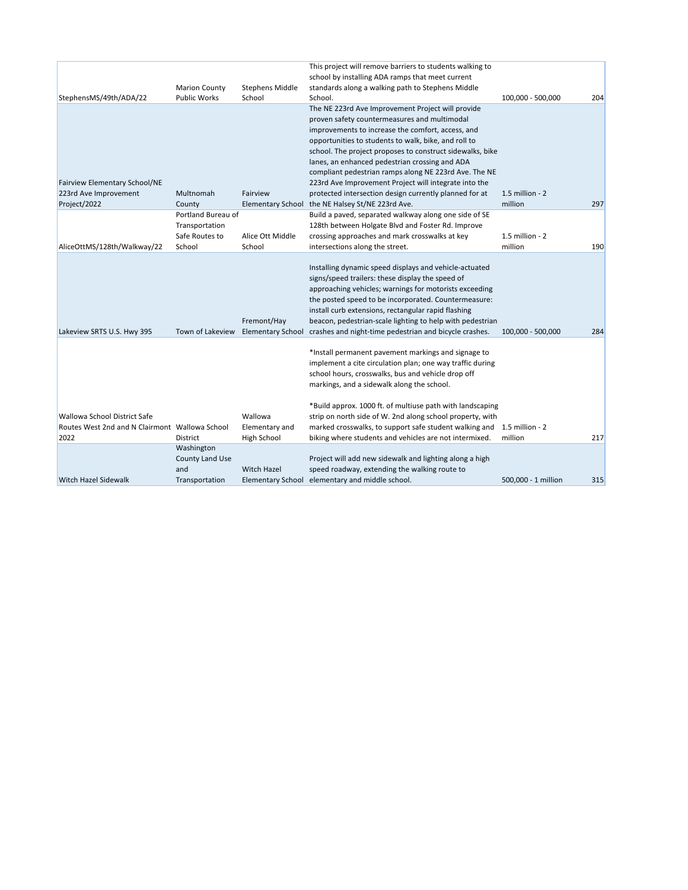| | | | | | |
|---|---|---|---|---|---|
| StephensMS/49th/ADA/22 | Marion County Public Works | Stephens Middle School | This project will remove barriers to students walking to school by installing ADA ramps that meet current standards along a walking path to Stephens Middle School. | 100,000 - 500,000 | 204 |
| Fairview Elementary School/NE 223rd Ave Improvement Project/2022 | Multnomah County | Fairview Elementary School | The NE 223rd Ave Improvement Project will provide proven safety countermeasures and multimodal improvements to increase the comfort, access, and opportunities to students to walk, bike, and roll to school. The project proposes to construct sidewalks, bike lanes, an enhanced pedestrian crossing and ADA compliant pedestrian ramps along NE 223rd Ave. The NE 223rd Ave Improvement Project will integrate into the protected intersection design currently planned for at the NE Halsey St/NE 223rd Ave. | 1.5 million - 2 million | 297 |
| AliceOttMS/128th/Walkway/22 | Portland Bureau of Transportation Safe Routes to School | Alice Ott Middle School | Build a paved, separated walkway along one side of SE 128th between Holgate Blvd and Foster Rd. Improve crossing approaches and mark crosswalks at key intersections along the street. | 1.5 million - 2 million | 190 |
| Lakeview SRTS U.S. Hwy 395 | Town of Lakeview | Fremont/Hay Elementary School | Installing dynamic speed displays and vehicle-actuated signs/speed trailers: these display the speed of approaching vehicles; warnings for motorists exceeding the posted speed to be incorporated. Countermeasure: install curb extensions, rectangular rapid flashing beacon, pedestrian-scale lighting to help with pedestrian crashes and night-time pedestrian and bicycle crashes. | 100,000 - 500,000 | 284 |
| Wallowa School District Safe Routes West 2nd and N Clairmont 2022 | Wallowa School District | Wallowa Elementary and High School | *Install permanent pavement markings and signage to implement a cite circulation plan; one way traffic during school hours, crosswalks, bus and vehicle drop off markings, and a sidewalk along the school.<br><br>*Build approx. 1000 ft. of multiuse path with landscaping strip on north side of W. 2nd along school property, with marked crosswalks, to support safe student walking and biking where students and vehicles are not intermixed. | 1.5 million - 2 million | 217 |
| Witch Hazel Sidewalk | Washington County Land Use and Transportation | Witch Hazel Elementary School | Project will add new sidewalk and lighting along a high speed roadway, extending the walking route to elementary and middle school. | 500,000 - 1 million | 315 |